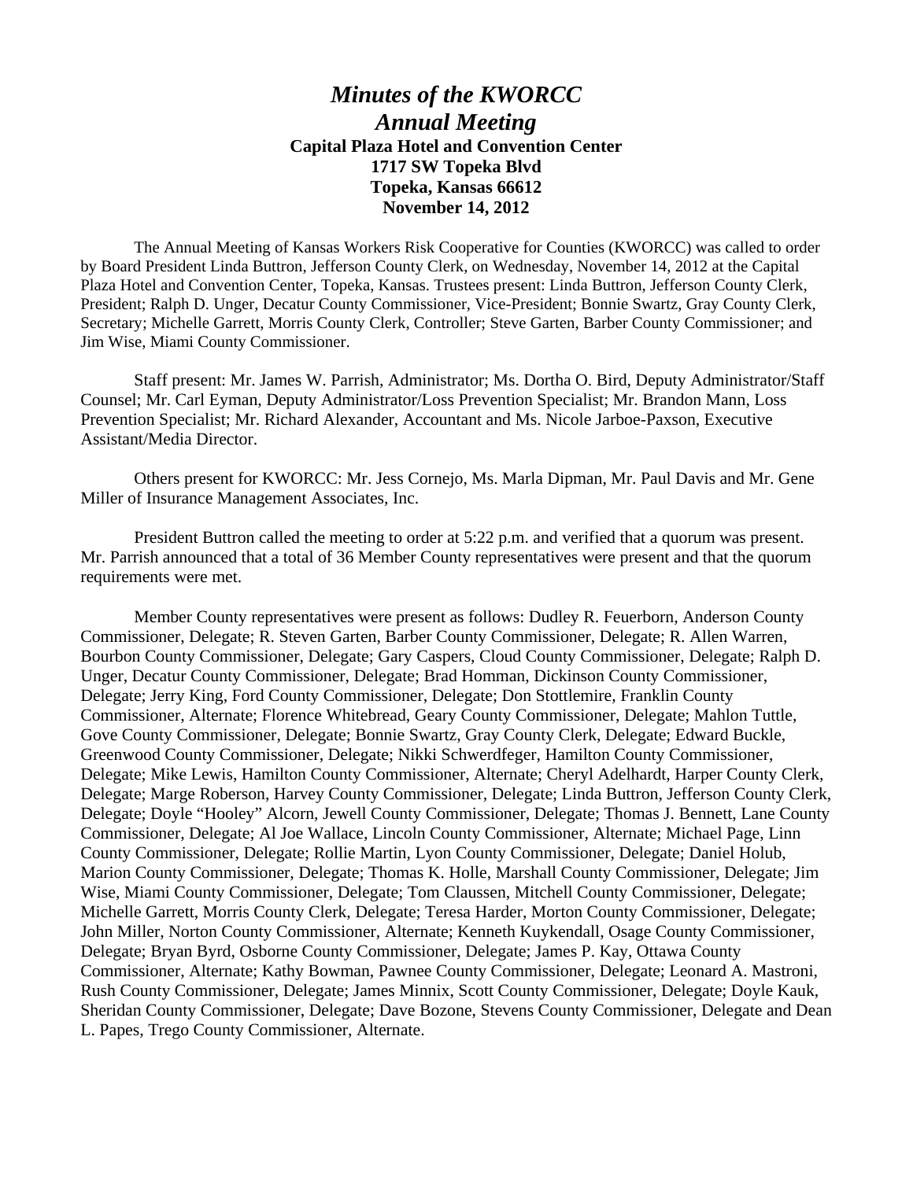# *Minutes of the KWORCC*
# *Annual Meeting*

**Capital Plaza Hotel and Convention Center**
**1717 SW Topeka Blvd**
**Topeka, Kansas 66612**
**November 14, 2012**

The Annual Meeting of Kansas Workers Risk Cooperative for Counties (KWORCC) was called to order by Board President Linda Buttron, Jefferson County Clerk, on Wednesday, November 14, 2012 at the Capital Plaza Hotel and Convention Center, Topeka, Kansas. Trustees present: Linda Buttron, Jefferson County Clerk, President; Ralph D. Unger, Decatur County Commissioner, Vice-President; Bonnie Swartz, Gray County Clerk, Secretary; Michelle Garrett, Morris County Clerk, Controller; Steve Garten, Barber County Commissioner; and Jim Wise, Miami County Commissioner.

Staff present: Mr. James W. Parrish, Administrator; Ms. Dortha O. Bird, Deputy Administrator/Staff Counsel; Mr. Carl Eyman, Deputy Administrator/Loss Prevention Specialist; Mr. Brandon Mann, Loss Prevention Specialist; Mr. Richard Alexander, Accountant and Ms. Nicole Jarboe-Paxson, Executive Assistant/Media Director.

Others present for KWORCC: Mr. Jess Cornejo, Ms. Marla Dipman, Mr. Paul Davis and Mr. Gene Miller of Insurance Management Associates, Inc.

President Buttron called the meeting to order at 5:22 p.m. and verified that a quorum was present. Mr. Parrish announced that a total of 36 Member County representatives were present and that the quorum requirements were met.

Member County representatives were present as follows: Dudley R. Feuerborn, Anderson County Commissioner, Delegate; R. Steven Garten, Barber County Commissioner, Delegate; R. Allen Warren, Bourbon County Commissioner, Delegate; Gary Caspers, Cloud County Commissioner, Delegate; Ralph D. Unger, Decatur County Commissioner, Delegate; Brad Homman, Dickinson County Commissioner, Delegate; Jerry King, Ford County Commissioner, Delegate; Don Stottlemire, Franklin County Commissioner, Alternate; Florence Whitebread, Geary County Commissioner, Delegate; Mahlon Tuttle, Gove County Commissioner, Delegate; Bonnie Swartz, Gray County Clerk, Delegate; Edward Buckle, Greenwood County Commissioner, Delegate; Nikki Schwerdfeger, Hamilton County Commissioner, Delegate; Mike Lewis, Hamilton County Commissioner, Alternate; Cheryl Adelhardt, Harper County Clerk, Delegate; Marge Roberson, Harvey County Commissioner, Delegate; Linda Buttron, Jefferson County Clerk, Delegate; Doyle "Hooley" Alcorn, Jewell County Commissioner, Delegate; Thomas J. Bennett, Lane County Commissioner, Delegate; Al Joe Wallace, Lincoln County Commissioner, Alternate; Michael Page, Linn County Commissioner, Delegate; Rollie Martin, Lyon County Commissioner, Delegate; Daniel Holub, Marion County Commissioner, Delegate; Thomas K. Holle, Marshall County Commissioner, Delegate; Jim Wise, Miami County Commissioner, Delegate; Tom Claussen, Mitchell County Commissioner, Delegate; Michelle Garrett, Morris County Clerk, Delegate; Teresa Harder, Morton County Commissioner, Delegate; John Miller, Norton County Commissioner, Alternate; Kenneth Kuykendall, Osage County Commissioner, Delegate; Bryan Byrd, Osborne County Commissioner, Delegate; James P. Kay, Ottawa County Commissioner, Alternate; Kathy Bowman, Pawnee County Commissioner, Delegate; Leonard A. Mastroni, Rush County Commissioner, Delegate; James Minnix, Scott County Commissioner, Delegate; Doyle Kauk, Sheridan County Commissioner, Delegate; Dave Bozone, Stevens County Commissioner, Delegate and Dean L. Papes, Trego County Commissioner, Alternate.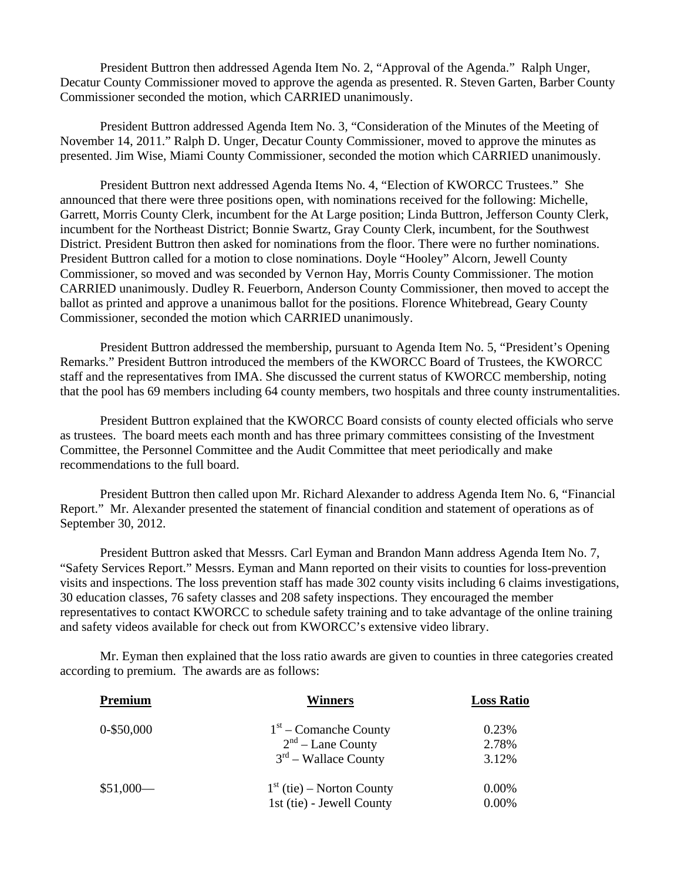President Buttron then addressed Agenda Item No. 2, "Approval of the Agenda." Ralph Unger, Decatur County Commissioner moved to approve the agenda as presented. R. Steven Garten, Barber County Commissioner seconded the motion, which CARRIED unanimously.

President Buttron addressed Agenda Item No. 3, "Consideration of the Minutes of the Meeting of November 14, 2011." Ralph D. Unger, Decatur County Commissioner, moved to approve the minutes as presented. Jim Wise, Miami County Commissioner, seconded the motion which CARRIED unanimously.

President Buttron next addressed Agenda Items No. 4, "Election of KWORCC Trustees." She announced that there were three positions open, with nominations received for the following: Michelle, Garrett, Morris County Clerk, incumbent for the At Large position; Linda Buttron, Jefferson County Clerk, incumbent for the Northeast District; Bonnie Swartz, Gray County Clerk, incumbent, for the Southwest District. President Buttron then asked for nominations from the floor. There were no further nominations. President Buttron called for a motion to close nominations. Doyle "Hooley" Alcorn, Jewell County Commissioner, so moved and was seconded by Vernon Hay, Morris County Commissioner. The motion CARRIED unanimously. Dudley R. Feuerborn, Anderson County Commissioner, then moved to accept the ballot as printed and approve a unanimous ballot for the positions. Florence Whitebread, Geary County Commissioner, seconded the motion which CARRIED unanimously.

President Buttron addressed the membership, pursuant to Agenda Item No. 5, "President's Opening Remarks." President Buttron introduced the members of the KWORCC Board of Trustees, the KWORCC staff and the representatives from IMA. She discussed the current status of KWORCC membership, noting that the pool has 69 members including 64 county members, two hospitals and three county instrumentalities.

President Buttron explained that the KWORCC Board consists of county elected officials who serve as trustees. The board meets each month and has three primary committees consisting of the Investment Committee, the Personnel Committee and the Audit Committee that meet periodically and make recommendations to the full board.

President Buttron then called upon Mr. Richard Alexander to address Agenda Item No. 6, "Financial Report." Mr. Alexander presented the statement of financial condition and statement of operations as of September 30, 2012.

President Buttron asked that Messrs. Carl Eyman and Brandon Mann address Agenda Item No. 7, "Safety Services Report." Messrs. Eyman and Mann reported on their visits to counties for loss-prevention visits and inspections. The loss prevention staff has made 302 county visits including 6 claims investigations, 30 education classes, 76 safety classes and 208 safety inspections. They encouraged the member representatives to contact KWORCC to schedule safety training and to take advantage of the online training and safety videos available for check out from KWORCC's extensive video library.

Mr. Eyman then explained that the loss ratio awards are given to counties in three categories created according to premium. The awards are as follows:

| **Premium** | **Winners** | **Loss Ratio** |
|---|---|---|
| 0-$50,000 | 1st – Comanche County | 0.23% |
| | 2nd – Lane County | 2.78% |
| | 3rd – Wallace County | 3.12% |
| $51,000— | 1st (tie) – Norton County | 0.00% |
| | 1st (tie) - Jewell County | 0.00% |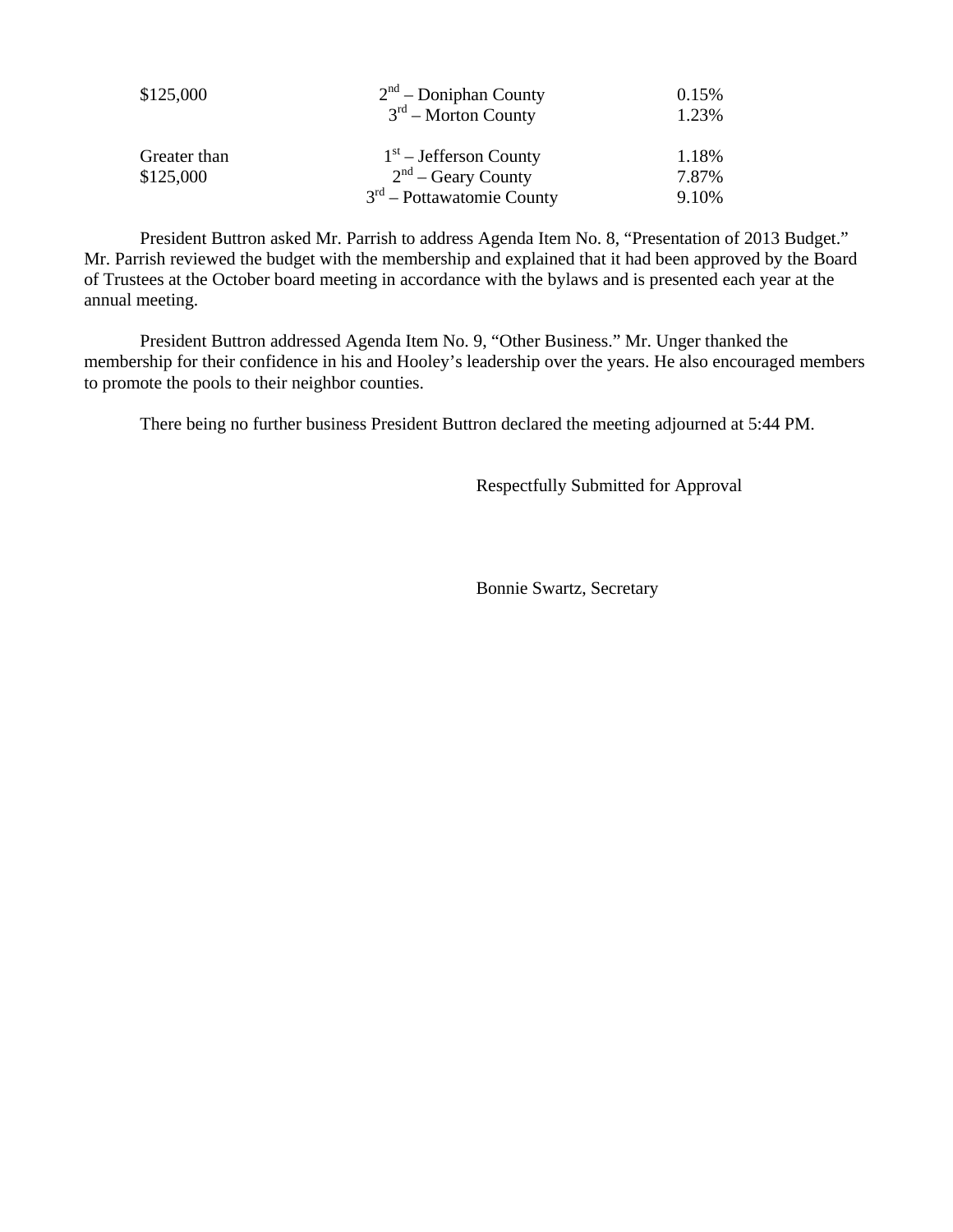| | | |
|---|---|---|
| $125,000 | 2nd – Doniphan County | 0.15% |
| | 3rd – Morton County | 1.23% |
| Greater than | 1st – Jefferson County | 1.18% |
| $125,000 | 2nd – Geary County | 7.87% |
| | 3rd – Pottawatomie County | 9.10% |

President Buttron asked Mr. Parrish to address Agenda Item No. 8, “Presentation of 2013 Budget.” Mr. Parrish reviewed the budget with the membership and explained that it had been approved by the Board of Trustees at the October board meeting in accordance with the bylaws and is presented each year at the annual meeting.

President Buttron addressed Agenda Item No. 9, “Other Business.” Mr. Unger thanked the membership for their confidence in his and Hooley’s leadership over the years. He also encouraged members to promote the pools to their neighbor counties.

There being no further business President Buttron declared the meeting adjourned at 5:44 PM.

Respectfully Submitted for Approval

Bonnie Swartz, Secretary